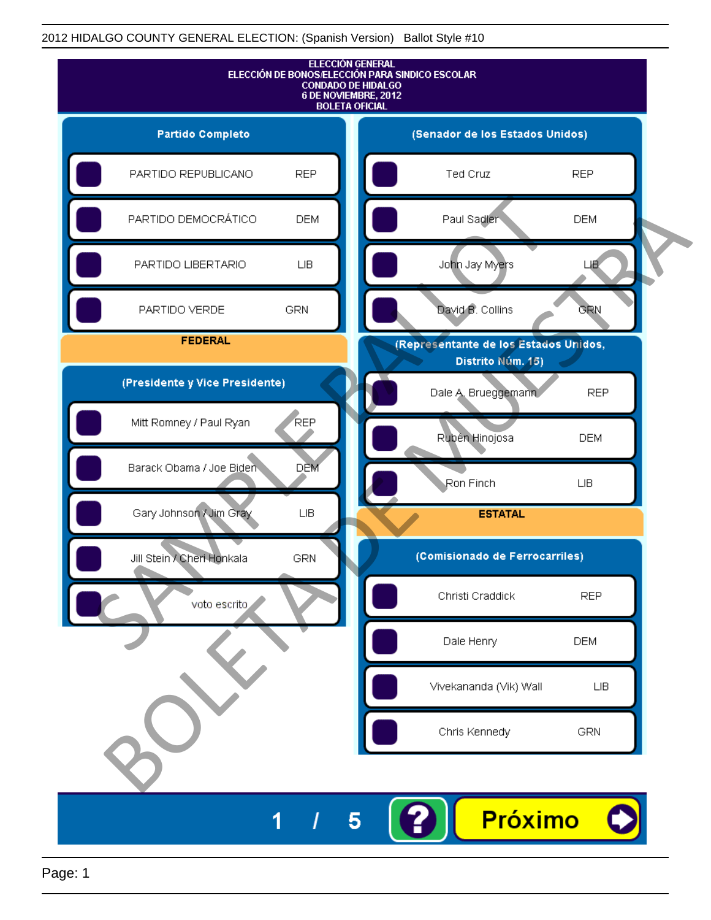2012 HIDALGO COUNTY GENERAL ELECTION: (Spanish Version) Ballot Style #10

# ELECCIÓN GENERAL
## ELECCIÓN DE BONOS/ELECCIÓN PARA SINDICO ESCOLAR
## CONDADO DE HIDALGO
## 6 DE NOVIEMBRE, 2012
## BOLETA OFICIAL

### Partido Completo

| Candidato | Partido |
|---|---|
| PARTIDO REPUBLICANO | REP |
| PARTIDO DEMOCRÁTICO | DEM |
| PARTIDO LIBERTARIO | LIB |
| PARTIDO VERDE | GRN |

### FEDERAL

### (Presidente y Vice Presidente)

| Candidato | Partido |
|---|---|
| Mitt Romney / Paul Ryan | REP |
| Barack Obama / Joe Biden | DEM |
| Gary Johnson / Jim Gray | LIB |
| Jill Stein / Cheri Honkala | GRN |
| voto escrito | |

### (Senador de los Estados Unidos)

| Candidato | Partido |
|---|---|
| Ted Cruz | REP |
| Paul Sadler | DEM |
| John Jay Myers | LIB |
| David B. Collins | GRN |

### (Representante de los Estados Unidos, Distrito Núm. 15)

| Candidato | Partido |
|---|---|
| Dale A. Brueggemann | REP |
| Rubén Hinojosa | DEM |
| Ron Finch | LIB |

### ESTATAL

### (Comisionado de Ferrocarriles)

| Candidato | Partido |
|---|---|
| Christi Craddick | REP |
| Dale Henry | DEM |
| Vivekananda (Vik) Wall | LIB |
| Chris Kennedy | GRN |

SAMPLE BALLOT
BOLETA DE MUESTRA

1 / 5

?

Próximo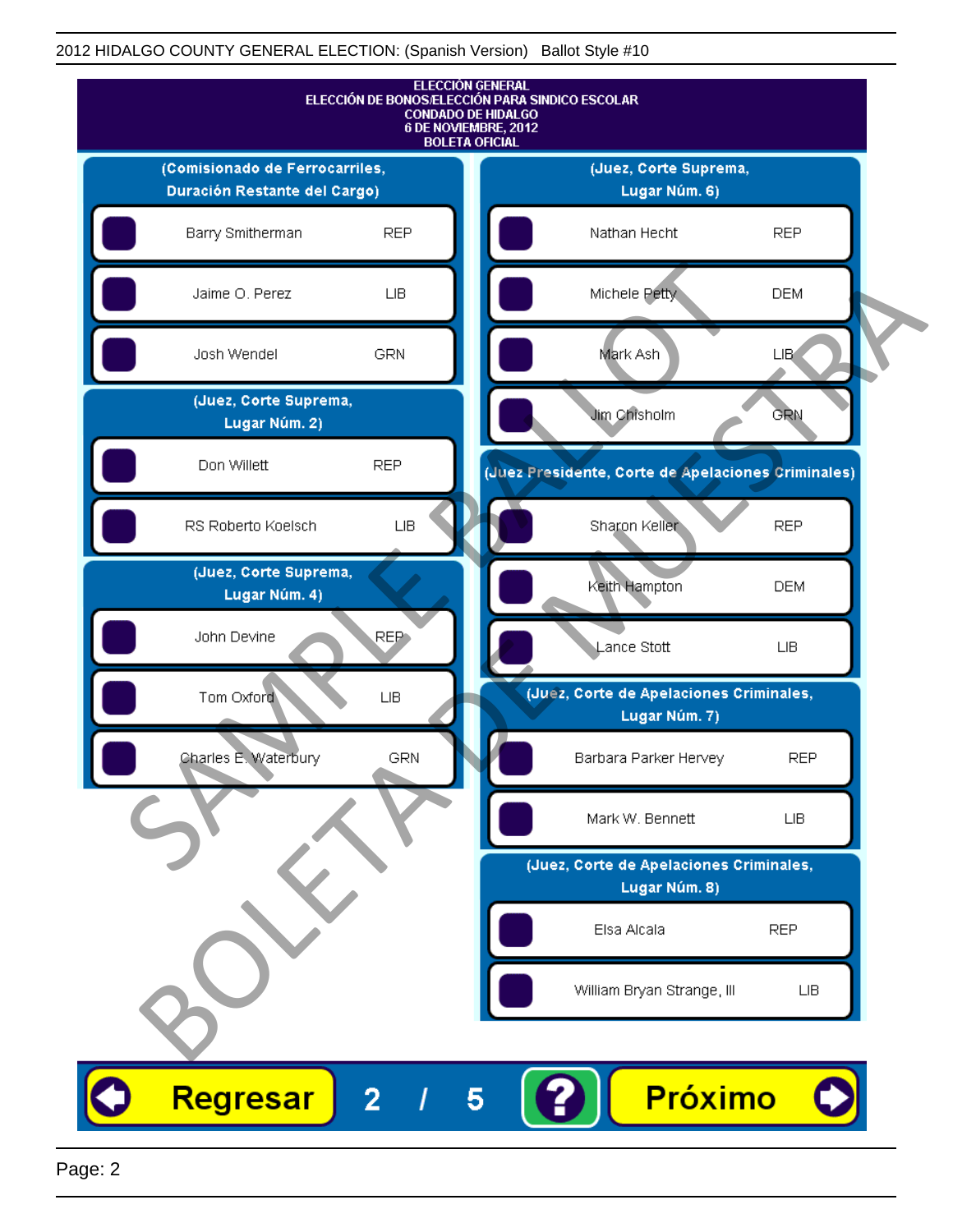ELECCIÓN GENERAL
ELECCIÓN DE BONOS/ELECCIÓN PARA SINDICO ESCOLAR
CONDADO DE HIDALGO
6 DE NOVIEMBRE, 2012
BOLETA OFICIAL

### (Comisionado de Ferrocarriles, Duración Restante del Cargo)

| Candidato | Partido |
|---|---|
| Barry Smitherman | REP |
| Jaime O. Perez | LIB |
| Josh Wendel | GRN |

### (Juez, Corte Suprema, Lugar Núm. 2)

| Candidato | Partido |
|---|---|
| Don Willett | REP |
| RS Roberto Koelsch | LIB |

### (Juez, Corte Suprema, Lugar Núm. 4)

| Candidato | Partido |
|---|---|
| John Devine | REP |
| Tom Oxford | LIB |
| Charles E. Waterbury | GRN |

### (Juez, Corte Suprema, Lugar Núm. 6)

| Candidato | Partido |
|---|---|
| Nathan Hecht | REP |
| Michele Petty | DEM |
| Mark Ash | LIB |
| Jim Chisholm | GRN |

### (Juez Presidente, Corte de Apelaciones Criminales)

| Candidato | Partido |
|---|---|
| Sharon Keller | REP |
| Keith Hampton | DEM |
| Lance Stott | LIB |

### (Juez, Corte de Apelaciones Criminales, Lugar Núm. 7)

| Candidato | Partido |
|---|---|
| Barbara Parker Hervey | REP |
| Mark W. Bennett | LIB |

### (Juez, Corte de Apelaciones Criminales, Lugar Núm. 8)

| Candidato | Partido |
|---|---|
| Elsa Alcala | REP |
| William Bryan Strange, III | LIB |

SAMPLE BALLOT — BOLETA DE MUESTRA

Regresar | 2 / 5 | ? | Próximo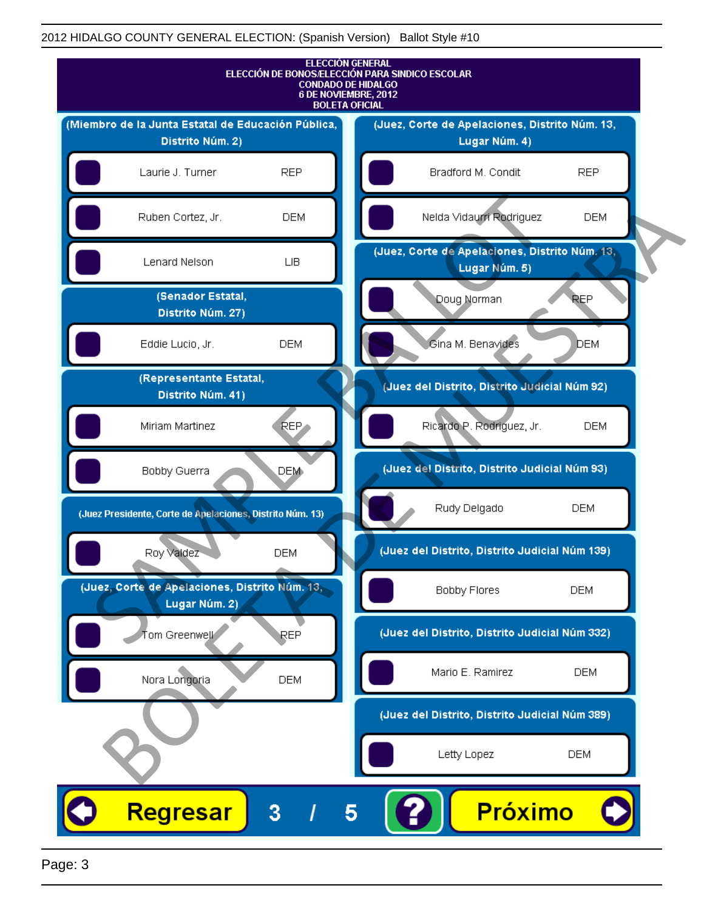2012 HIDALGO COUNTY GENERAL ELECTION: (Spanish Version) Ballot Style #10

# ELECCIÓN GENERAL
## ELECCIÓN DE BONOS/ELECCIÓN PARA SINDICO ESCOLAR
## CONDADO DE HIDALGO
## 6 DE NOVIEMBRE, 2012
## BOLETA OFICIAL

**(Miembro de la Junta Estatal de Educación Pública, Distrito Núm. 2)**

| Candidato | Partido |
|---|---|
| Laurie J. Turner | REP |
| Ruben Cortez, Jr. | DEM |
| Lenard Nelson | LIB |

**(Senador Estatal, Distrito Núm. 27)**

| Candidato | Partido |
|---|---|
| Eddie Lucio, Jr. | DEM |

**(Representante Estatal, Distrito Núm. 41)**

| Candidato | Partido |
|---|---|
| Miriam Martinez | REP |
| Bobby Guerra | DEM |

**(Juez Presidente, Corte de Apelaciones, Distrito Núm. 13)**

| Candidato | Partido |
|---|---|
| Roy Valdez | DEM |

**(Juez, Corte de Apelaciones, Distrito Núm. 13, Lugar Núm. 2)**

| Candidato | Partido |
|---|---|
| Tom Greenwell | REP |
| Nora Longoria | DEM |

**(Juez, Corte de Apelaciones, Distrito Núm. 13, Lugar Núm. 4)**

| Candidato | Partido |
|---|---|
| Bradford M. Condit | REP |
| Nelda Vidaurri Rodriguez | DEM |

**(Juez, Corte de Apelaciones, Distrito Núm. 13, Lugar Núm. 5)**

| Candidato | Partido |
|---|---|
| Doug Norman | REP |
| Gina M. Benavides | DEM |

**(Juez del Distrito, Distrito Judicial Núm 92)**

| Candidato | Partido |
|---|---|
| Ricardo P. Rodriguez, Jr. | DEM |

**(Juez del Distrito, Distrito Judicial Núm 93)**

| Candidato | Partido |
|---|---|
| Rudy Delgado | DEM |

**(Juez del Distrito, Distrito Judicial Núm 139)**

| Candidato | Partido |
|---|---|
| Bobby Flores | DEM |

**(Juez del Distrito, Distrito Judicial Núm 332)**

| Candidato | Partido |
|---|---|
| Mario E. Ramirez | DEM |

**(Juez del Distrito, Distrito Judicial Núm 389)**

| Candidato | Partido |
|---|---|
| Letty Lopez | DEM |

SAMPLE BALLOT — BOLETA DE MUESTRA

Regresar 3 / 5 ? Próximo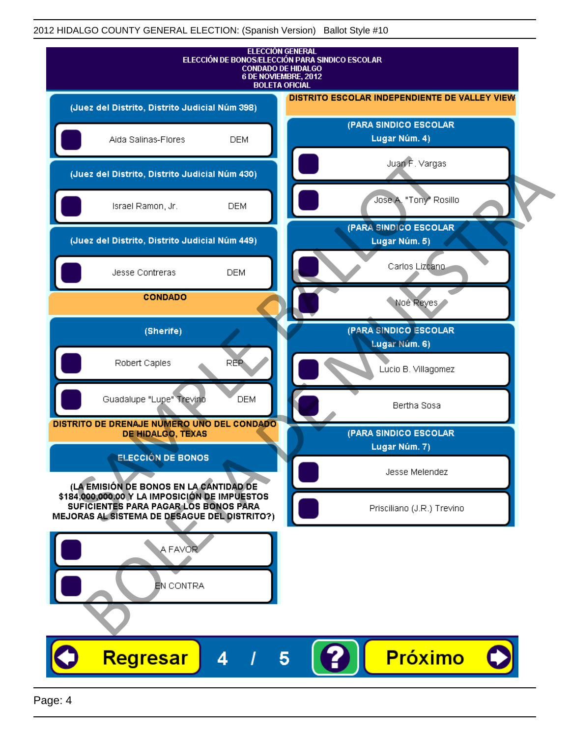2012 HIDALGO COUNTY GENERAL ELECTION: (Spanish Version) Ballot Style #10

# ELECCIÓN GENERAL
## ELECCIÓN DE BONOS/ELECCIÓN PARA SINDICO ESCOLAR
## CONDADO DE HIDALGO
## 6 DE NOVIEMBRE, 2012
## BOLETA OFICIAL

### (Juez del Distrito, Distrito Judicial Núm 398)

- Aida Salinas-Flores — DEM

### (Juez del Distrito, Distrito Judicial Núm 430)

- Israel Ramon, Jr. — DEM

### (Juez del Distrito, Distrito Judicial Núm 449)

- Jesse Contreras — DEM

## CONDADO

### (Sherife)

- Robert Caples — REP
- Guadalupe "Lupe" Trevino — DEM

## DISTRITO DE DRENAJE NUMERO UNO DEL CONDADO DE HIDALGO, TEXAS

### ELECCIÓN DE BONOS

**(LA EMISIÓN DE BONOS EN LA CANTIDAD DE $184,000,000.00 Y LA IMPOSICIÓN DE IMPUESTOS SUFICIENTES PARA PAGAR LOS BONOS PARA MEJORAS AL SISTEMA DE DESAGUE DEL DISTRITO?)**

- A FAVOR
- EN CONTRA

## DISTRITO ESCOLAR INDEPENDIENTE DE VALLEY VIEW

### (PARA SINDICO ESCOLAR Lugar Núm. 4)

- Juan F. Vargas
- Jose A. "Tony" Rosillo

### (PARA SINDICO ESCOLAR Lugar Núm. 5)

- Carlos Lizcano
- Noé Reyes

### (PARA SINDICO ESCOLAR Lugar Núm. 6)

- Lucio B. Villagomez
- Bertha Sosa

### (PARA SINDICO ESCOLAR Lugar Núm. 7)

- Jesse Melendez
- Prisciliano (J.R.) Trevino

SAMPLE BALLOT / BOLETA DE MUESTRA

Regresar 4 / 5 ? Próximo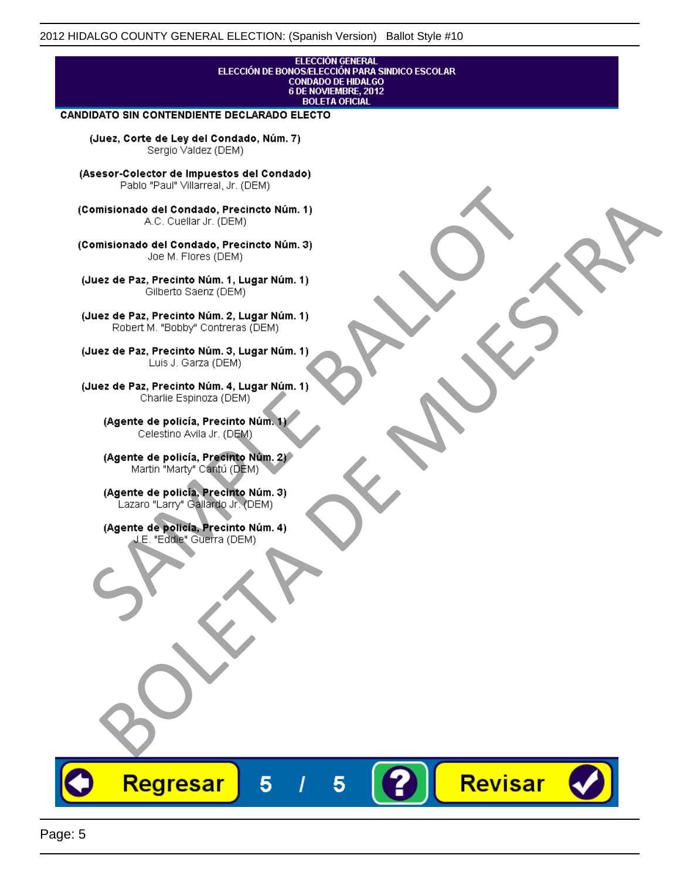ELECCIÓN GENERAL
ELECCIÓN DE BONOS/ELECCIÓN PARA SINDICO ESCOLAR
CONDADO DE HIDALGO
6 DE NOVIEMBRE, 2012
BOLETA OFICIAL

**CANDIDATO SIN CONTENDIENTE DECLARADO ELECTO**

**(Juez, Corte de Ley del Condado, Núm. 7)**
Sergio Valdez (DEM)

**(Asesor-Colector de Impuestos del Condado)**
Pablo "Paul" Villarreal, Jr. (DEM)

**(Comisionado del Condado, Precincto Núm. 1)**
A.C. Cuellar Jr. (DEM)

**(Comisionado del Condado, Precincto Núm. 3)**
Joe M. Flores (DEM)

**(Juez de Paz, Precinto Núm. 1, Lugar Núm. 1)**
Gilberto Saenz (DEM)

**(Juez de Paz, Precinto Núm. 2, Lugar Núm. 1)**
Robert M. "Bobby" Contreras (DEM)

**(Juez de Paz, Precinto Núm. 3, Lugar Núm. 1)**
Luis J. Garza (DEM)

**(Juez de Paz, Precinto Núm. 4, Lugar Núm. 1)**
Charlie Espinoza (DEM)

**(Agente de policía, Precinto Núm. 1)**
Celestino Avila Jr. (DEM)

**(Agente de policía, Precinto Núm. 2)**
Martin "Marty" Cantú (DEM)

**(Agente de policía, Precinto Núm. 3)**
Lazaro "Larry" Gallardo Jr. (DEM)

**(Agente de policía, Precinto Núm. 4)**
J.E. "Eddie" Guerra (DEM)

SAMPLE BALLOT
BOLETA DE MUESTRA

Regresar 5 / 5 ? Revisar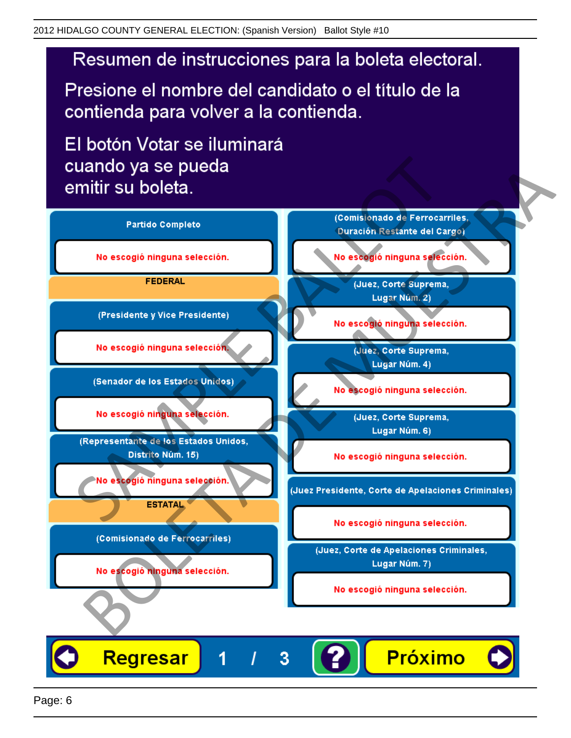# Resumen de instrucciones para la boleta electoral.

Presione el nombre del candidato o el título de la contienda para volver a la contienda.

El botón Votar se iluminará cuando ya se pueda emitir su boleta.

**Partido Completo**

No escogió ninguna selección.

**FEDERAL**

**(Presidente y Vice Presidente)**

No escogió ninguna selección.

**(Senador de los Estados Unidos)**

No escogió ninguna selección.

**(Representante de los Estados Unidos, Distrito Núm. 15)**

No escogió ninguna selección.

**ESTATAL**

**(Comisionado de Ferrocarriles)**

No escogió ninguna selección.

**(Comisionado de Ferrocarriles, Duración Restante del Cargo)**

No escogió ninguna selección.

**(Juez, Corte Suprema, Lugar Núm. 2)**

No escogió ninguna selección.

**(Juez, Corte Suprema, Lugar Núm. 4)**

No escogió ninguna selección.

**(Juez, Corte Suprema, Lugar Núm. 6)**

No escogió ninguna selección.

**(Juez Presidente, Corte de Apelaciones Criminales)**

No escogió ninguna selección.

**(Juez, Corte de Apelaciones Criminales, Lugar Núm. 7)**

No escogió ninguna selección.

Regresar 1 / 3 ? Próximo

SAMPLE BALLOT
BOLETA DE MUESTRA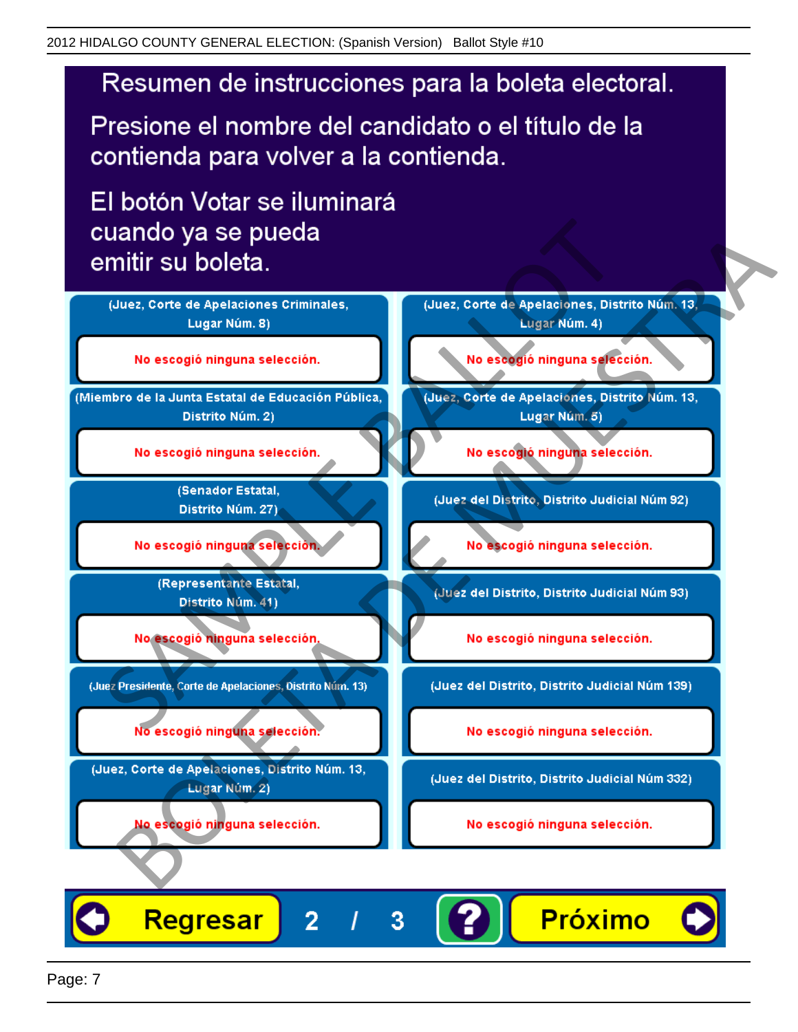2012 HIDALGO COUNTY GENERAL ELECTION: (Spanish Version) Ballot Style #10

# Resumen de instrucciones para la boleta electoral.

Presione el nombre del candidato o el título de la contienda para volver a la contienda.

El botón Votar se iluminará cuando ya se pueda emitir su boleta.

| Contienda | Selección |
|---|---|
| (Juez, Corte de Apelaciones Criminales, Lugar Núm. 8) | No escogió ninguna selección. |
| (Miembro de la Junta Estatal de Educación Pública, Distrito Núm. 2) | No escogió ninguna selección. |
| (Senador Estatal, Distrito Núm. 27) | No escogió ninguna selección. |
| (Representante Estatal, Distrito Núm. 41) | No escogió ninguna selección. |
| (Juez Presidente, Corte de Apelaciones, Distrito Núm. 13) | No escogió ninguna selección. |
| (Juez, Corte de Apelaciones, Distrito Núm. 13, Lugar Núm. 2) | No escogió ninguna selección. |
| (Juez, Corte de Apelaciones, Distrito Núm. 13, Lugar Núm. 4) | No escogió ninguna selección. |
| (Juez, Corte de Apelaciones, Distrito Núm. 13, Lugar Núm. 5) | No escogió ninguna selección. |
| (Juez del Distrito, Distrito Judicial Núm 92) | No escogió ninguna selección. |
| (Juez del Distrito, Distrito Judicial Núm 93) | No escogió ninguna selección. |
| (Juez del Distrito, Distrito Judicial Núm 139) | No escogió ninguna selección. |
| (Juez del Distrito, Distrito Judicial Núm 332) | No escogió ninguna selección. |

Regresar 2 / 3 ? Próximo

SAMPLE BALLOT BOLETA DE MUESTRA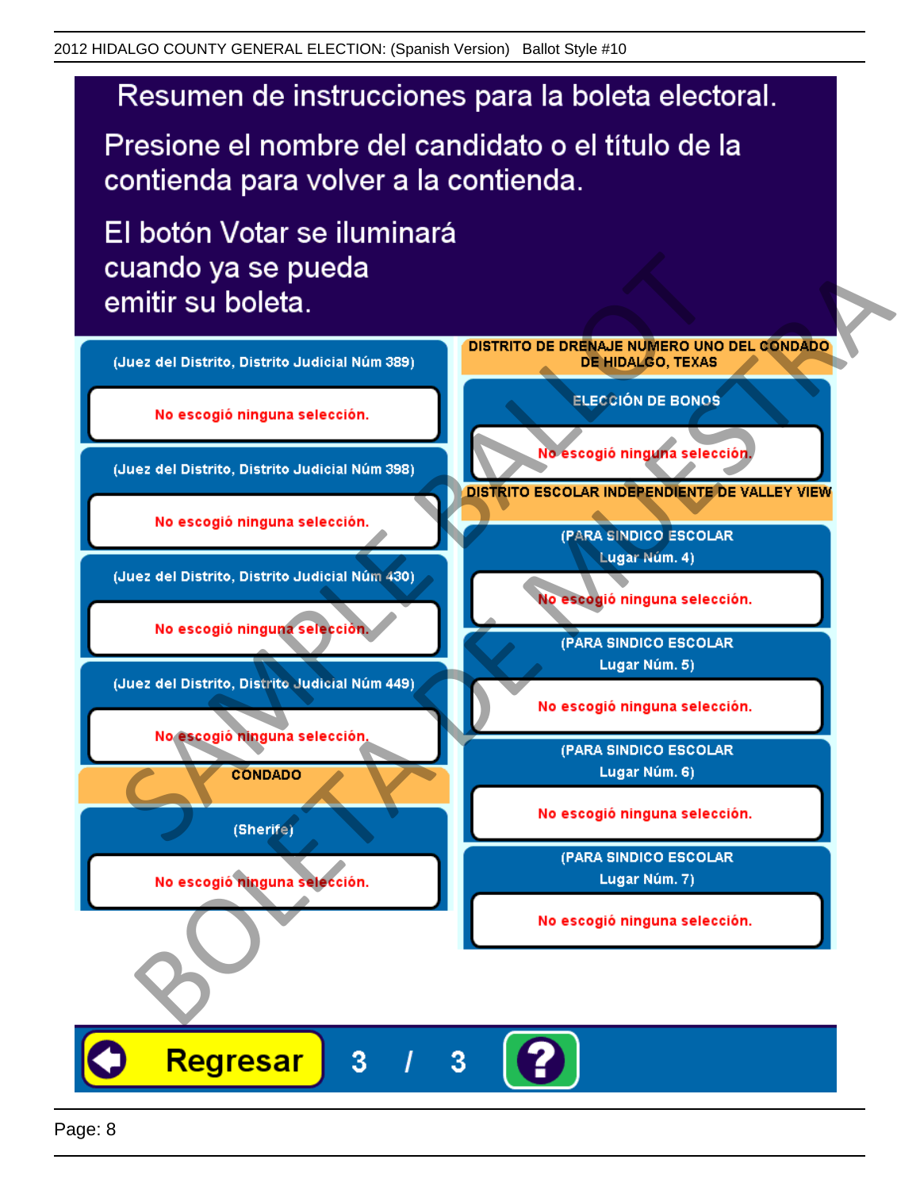2012 HIDALGO COUNTY GENERAL ELECTION: (Spanish Version) Ballot Style #10

# Resumen de instrucciones para la boleta electoral.

Presione el nombre del candidato o el título de la contienda para volver a la contienda.

El botón Votar se iluminará cuando ya se pueda emitir su boleta.

(Juez del Distrito, Distrito Judicial Núm 389)

No escogió ninguna selección.

(Juez del Distrito, Distrito Judicial Núm 398)

No escogió ninguna selección.

(Juez del Distrito, Distrito Judicial Núm 430)

No escogió ninguna selección.

(Juez del Distrito, Distrito Judicial Núm 449)

No escogió ninguna selección.

**CONDADO**

(Sherife)

No escogió ninguna selección.

**DISTRITO DE DRENAJE NUMERO UNO DEL CONDADO DE HIDALGO, TEXAS**

ELECCIÓN DE BONOS

No escogió ninguna selección.

**DISTRITO ESCOLAR INDEPENDIENTE DE VALLEY VIEW**

(PARA SINDICO ESCOLAR Lugar Núm. 4)

No escogió ninguna selección.

(PARA SINDICO ESCOLAR Lugar Núm. 5)

No escogió ninguna selección.

(PARA SINDICO ESCOLAR Lugar Núm. 6)

No escogió ninguna selección.

(PARA SINDICO ESCOLAR Lugar Núm. 7)

No escogió ninguna selección.

Regresar 3 / 3 ?

SAMPLE BALLOT BOLETA DE MUESTRA